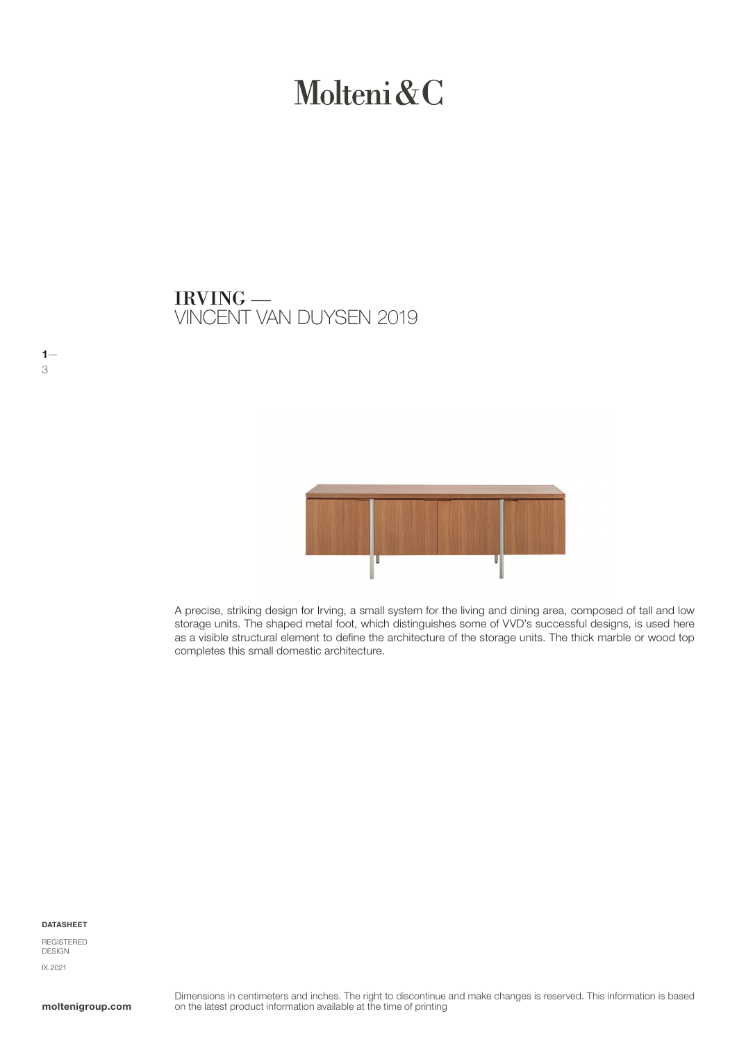# Molteni&C

## IRVING —
VINCENT VAN DUYSEN 2019

A precise, striking design for Irving, a small system for the living and dining area, composed of tall and low storage units. The shaped metal foot, which distinguishes some of VVD's successful designs, is used here as a visible structural element to define the architecture of the storage units. The thick marble or wood top completes this small domestic architecture.

**DATASHEET**

REGISTERED DESIGN

IX.2021

**moltenigroup.com**

Dimensions in centimeters and inches. The right to discontinue and make changes is reserved. This information is based on the latest product information available at the time of printing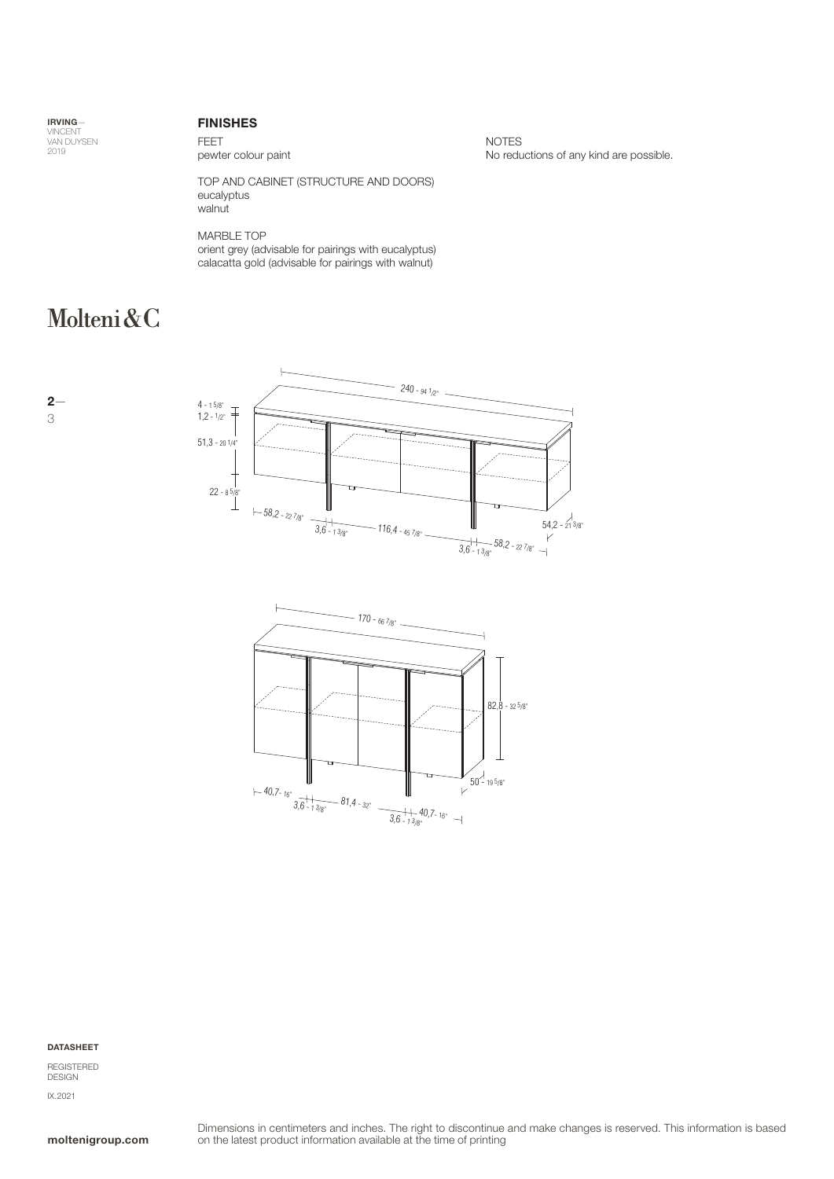**IRVING**—
VINCENT VAN DUYSEN
2019

## FINISHES

FEET
pewter colour paint

TOP AND CABINET (STRUCTURE AND DOORS)
eucalyptus
walnut

MARBLE TOP
orient grey (advisable for pairings with eucalyptus)
calacatta gold (advisable for pairings with walnut)

NOTES
No reductions of any kind are possible.

Molteni&C

240 - 94 1/2"
4 - 1 5/8"
1,2 - 1/2"
51,3 - 20 1/4"
22 - 8 5/8"
58,2 - 22 7/8"
3,6 - 1 3/8"
116,4 - 45 7/8"
3,6 - 1 3/8"
58,2 - 22 7/8"
54,2 - 21 3/8"

170 - 66 7/8"
82,8 - 32 5/8"
50 - 19 5/8"
40,7 - 16"
3,6 - 1 3/8"
81,4 - 32"
3,6 - 1 3/8"
40,7 - 16"

**DATASHEET**

REGISTERED DESIGN

IX.2021

**moltenigroup.com**

Dimensions in centimeters and inches. The right to discontinue and make changes is reserved. This information is based on the latest product information available at the time of printing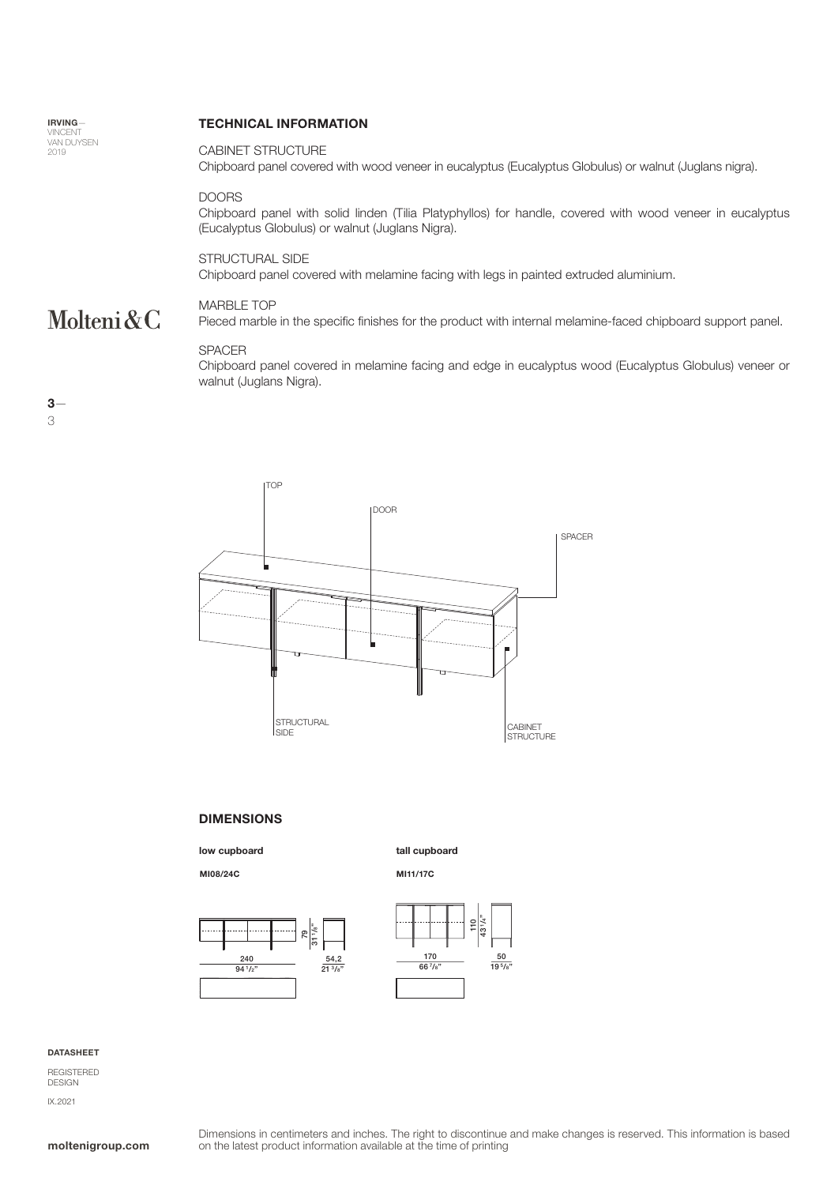IRVING—
VINCENT VAN DUYSEN
2019

Molteni&C

## TECHNICAL INFORMATION

CABINET STRUCTURE
Chipboard panel covered with wood veneer in eucalyptus (Eucalyptus Globulus) or walnut (Juglans nigra).

DOORS
Chipboard panel with solid linden (Tilia Platyphyllos) for handle, covered with wood veneer in eucalyptus (Eucalyptus Globulus) or walnut (Juglans Nigra).

STRUCTURAL SIDE
Chipboard panel covered with melamine facing with legs in painted extruded aluminium.

MARBLE TOP
Pieced marble in the specific finishes for the product with internal melamine-faced chipboard support panel.

SPACER
Chipboard panel covered in melamine facing and edge in eucalyptus wood (Eucalyptus Globulus) veneer or walnut (Juglans Nigra).

TOP
DOOR
SPACER
STRUCTURAL SIDE
CABINET STRUCTURE

## DIMENSIONS

**low cupboard**

**MI08/24C**

240
94 1/2"
79
31 1/8"
54,2
21 3/8"

**tall cupboard**

**MI11/17C**

170
66 7/8"
110
43 1/4"
50
19 5/8"

**DATASHEET**

REGISTERED DESIGN

IX.2021

Dimensions in centimeters and inches. The right to discontinue and make changes is reserved. This information is based on the latest product information available at the time of printing

**moltenigroup.com**